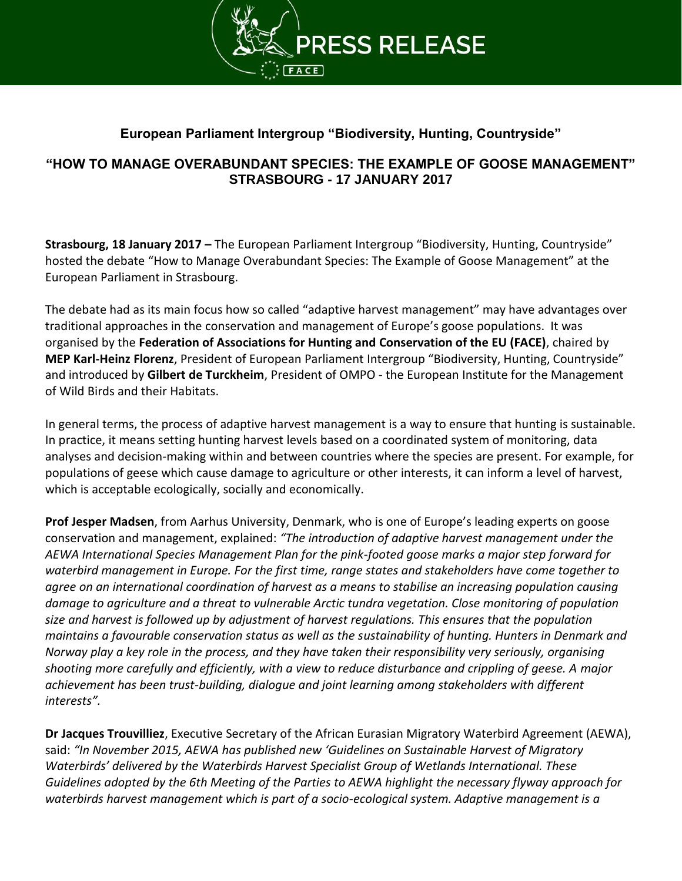PRESS RELEASE

FACE

## European Parliament Intergroup "Biodiversity, Hunting, Countryside"

### "HOW TO MANAGE OVERABUNDANT SPECIES: THE EXAMPLE OF GOOSE MANAGEMENT" STRASBOURG - 17 JANUARY 2017

**Strasbourg, 18 January 2017 –** The European Parliament Intergroup "Biodiversity, Hunting, Countryside" hosted the debate "How to Manage Overabundant Species: The Example of Goose Management" at the European Parliament in Strasbourg.

The debate had as its main focus how so called "adaptive harvest management" may have advantages over traditional approaches in the conservation and management of Europe's goose populations. It was organised by the **Federation of Associations for Hunting and Conservation of the EU (FACE)**, chaired by **MEP Karl-Heinz Florenz**, President of European Parliament Intergroup "Biodiversity, Hunting, Countryside" and introduced by **Gilbert de Turckheim**, President of OMPO - the European Institute for the Management of Wild Birds and their Habitats.

In general terms, the process of adaptive harvest management is a way to ensure that hunting is sustainable. In practice, it means setting hunting harvest levels based on a coordinated system of monitoring, data analyses and decision-making within and between countries where the species are present. For example, for populations of geese which cause damage to agriculture or other interests, it can inform a level of harvest, which is acceptable ecologically, socially and economically.

**Prof Jesper Madsen**, from Aarhus University, Denmark, who is one of Europe's leading experts on goose conservation and management, explained: *"The introduction of adaptive harvest management under the AEWA International Species Management Plan for the pink-footed goose marks a major step forward for waterbird management in Europe. For the first time, range states and stakeholders have come together to agree on an international coordination of harvest as a means to stabilise an increasing population causing damage to agriculture and a threat to vulnerable Arctic tundra vegetation. Close monitoring of population size and harvest is followed up by adjustment of harvest regulations. This ensures that the population maintains a favourable conservation status as well as the sustainability of hunting. Hunters in Denmark and Norway play a key role in the process, and they have taken their responsibility very seriously, organising shooting more carefully and efficiently, with a view to reduce disturbance and crippling of geese. A major achievement has been trust-building, dialogue and joint learning among stakeholders with different interests".*

**Dr Jacques Trouvilliez**, Executive Secretary of the African Eurasian Migratory Waterbird Agreement (AEWA), said: *"In November 2015, AEWA has published new 'Guidelines on Sustainable Harvest of Migratory Waterbirds' delivered by the Waterbirds Harvest Specialist Group of Wetlands International. These Guidelines adopted by the 6th Meeting of the Parties to AEWA highlight the necessary flyway approach for waterbirds harvest management which is part of a socio-ecological system. Adaptive management is a*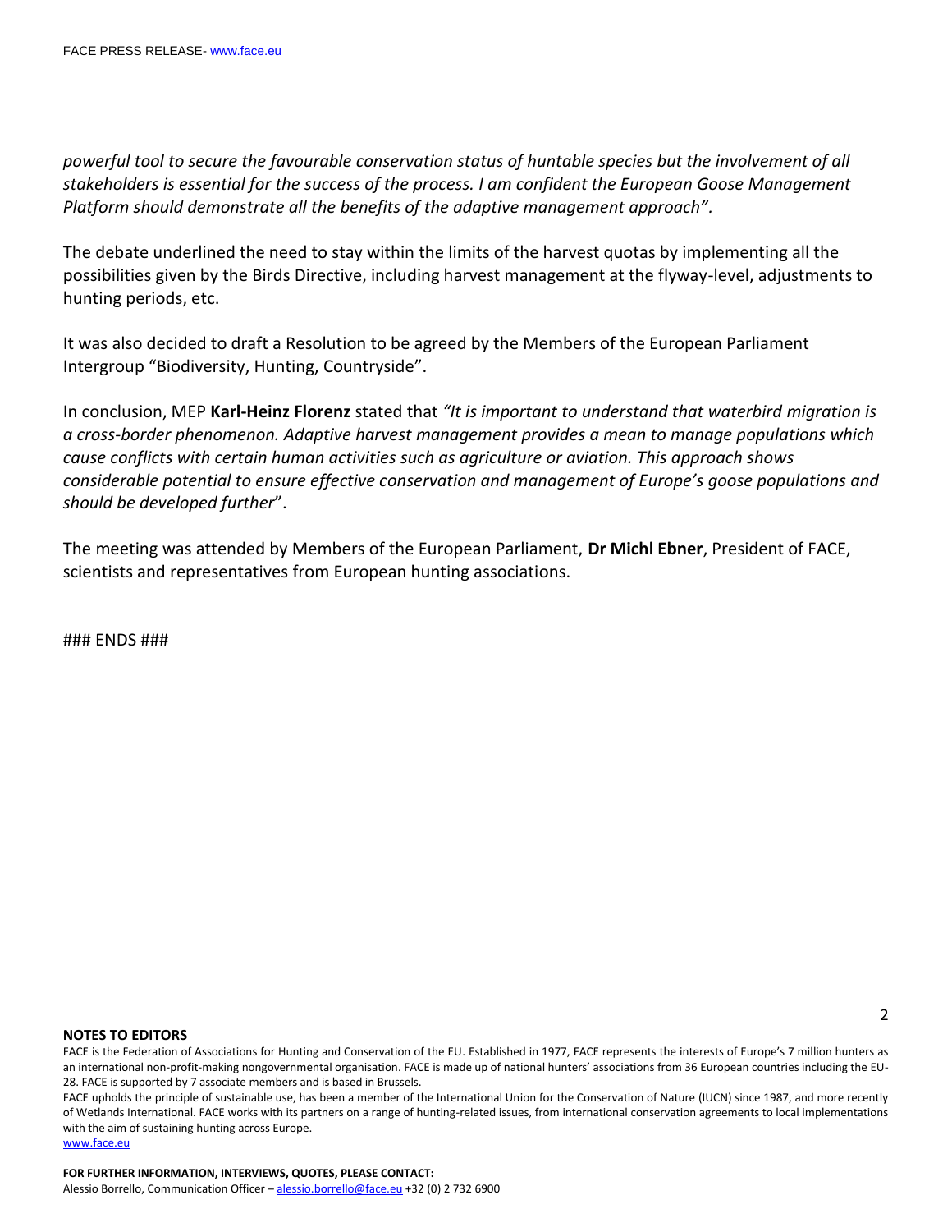*powerful tool to secure the favourable conservation status of huntable species but the involvement of all stakeholders is essential for the success of the process. I am confident the European Goose Management Platform should demonstrate all the benefits of the adaptive management approach".*

The debate underlined the need to stay within the limits of the harvest quotas by implementing all the possibilities given by the Birds Directive, including harvest management at the flyway-level, adjustments to hunting periods, etc.

It was also decided to draft a Resolution to be agreed by the Members of the European Parliament Intergroup "Biodiversity, Hunting, Countryside".

In conclusion, MEP **Karl-Heinz Florenz** stated that *"It is important to understand that waterbird migration is a cross-border phenomenon. Adaptive harvest management provides a mean to manage populations which cause conflicts with certain human activities such as agriculture or aviation. This approach shows considerable potential to ensure effective conservation and management of Europe's goose populations and should be developed further*".

The meeting was attended by Members of the European Parliament, **Dr Michl Ebner**, President of FACE, scientists and representatives from European hunting associations.

### ENDS ###

**NOTES TO EDITORS**

FACE is the Federation of Associations for Hunting and Conservation of the EU. Established in 1977, FACE represents the interests of Europe's 7 million hunters as an international non-profit-making nongovernmental organisation. FACE is made up of national hunters' associations from 36 European countries including the EU-28. FACE is supported by 7 associate members and is based in Brussels.

FACE upholds the principle of sustainable use, has been a member of the International Union for the Conservation of Nature (IUCN) since 1987, and more recently of Wetlands International. FACE works with its partners on a range of hunting-related issues, from international conservation agreements to local implementations with the aim of sustaining hunting across Europe.

www.face.eu

**FOR FURTHER INFORMATION, INTERVIEWS, QUOTES, PLEASE CONTACT:**

Alessio Borrello, Communication Officer – alessio.borrello@face.eu +32 (0) 2 732 6900